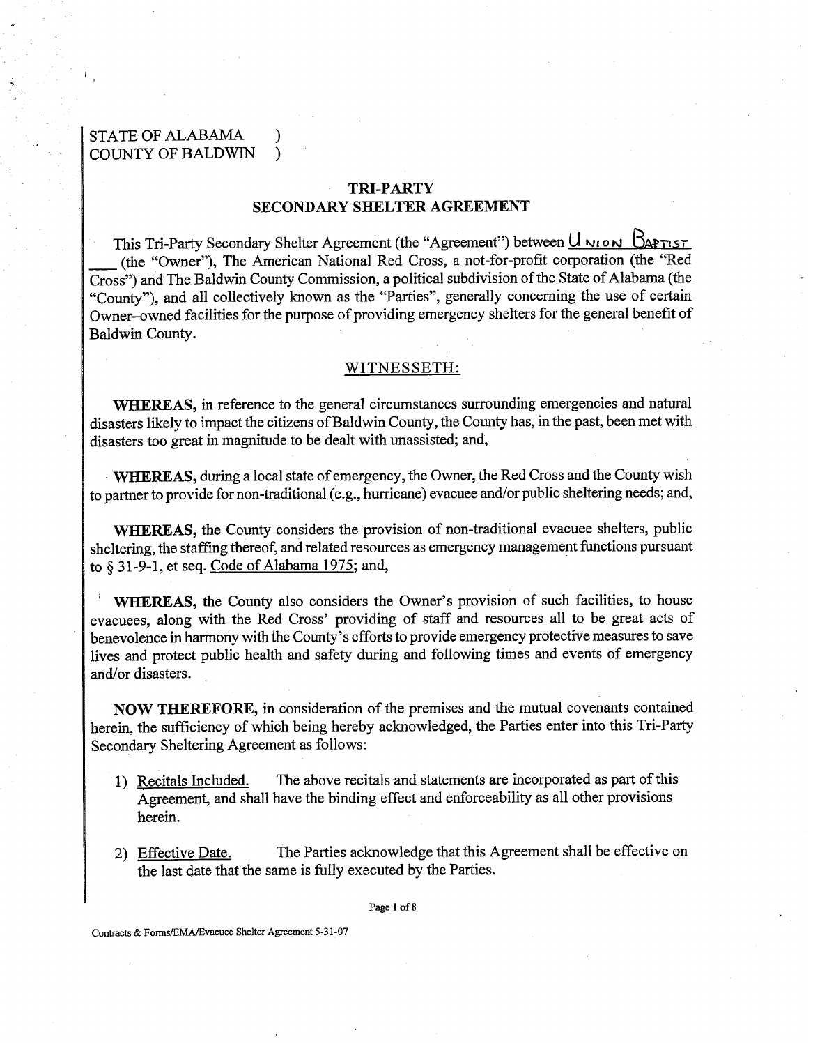STATE OF ALABAMA )
COUNTY OF BALDWIN )

## TRI-PARTY
## SECONDARY SHELTER AGREEMENT

This Tri-Party Secondary Shelter Agreement (the "Agreement") between Union Baptist ___ (the "Owner"), The American National Red Cross, a not-for-profit corporation (the "Red Cross") and The Baldwin County Commission, a political subdivision of the State of Alabama (the "County"), and all collectively known as the "Parties", generally concerning the use of certain Owner–owned facilities for the purpose of providing emergency shelters for the general benefit of Baldwin County.

WITNESSETH:

**WHEREAS,** in reference to the general circumstances surrounding emergencies and natural disasters likely to impact the citizens of Baldwin County, the County has, in the past, been met with disasters too great in magnitude to be dealt with unassisted; and,

**WHEREAS,** during a local state of emergency, the Owner, the Red Cross and the County wish to partner to provide for non-traditional (e.g., hurricane) evacuee and/or public sheltering needs; and,

**WHEREAS,** the County considers the provision of non-traditional evacuee shelters, public sheltering, the staffing thereof, and related resources as emergency management functions pursuant to § 31-9-1, et seq. Code of Alabama 1975; and,

**WHEREAS,** the County also considers the Owner's provision of such facilities, to house evacuees, along with the Red Cross' providing of staff and resources all to be great acts of benevolence in harmony with the County's efforts to provide emergency protective measures to save lives and protect public health and safety during and following times and events of emergency and/or disasters.

**NOW THEREFORE,** in consideration of the premises and the mutual covenants contained herein, the sufficiency of which being hereby acknowledged, the Parties enter into this Tri-Party Secondary Sheltering Agreement as follows:

1) Recitals Included. The above recitals and statements are incorporated as part of this Agreement, and shall have the binding effect and enforceability as all other provisions herein.

2) Effective Date. The Parties acknowledge that this Agreement shall be effective on the last date that the same is fully executed by the Parties.

Contracts & Forms/EMA/Evacuee Shelter Agreement 5-31-07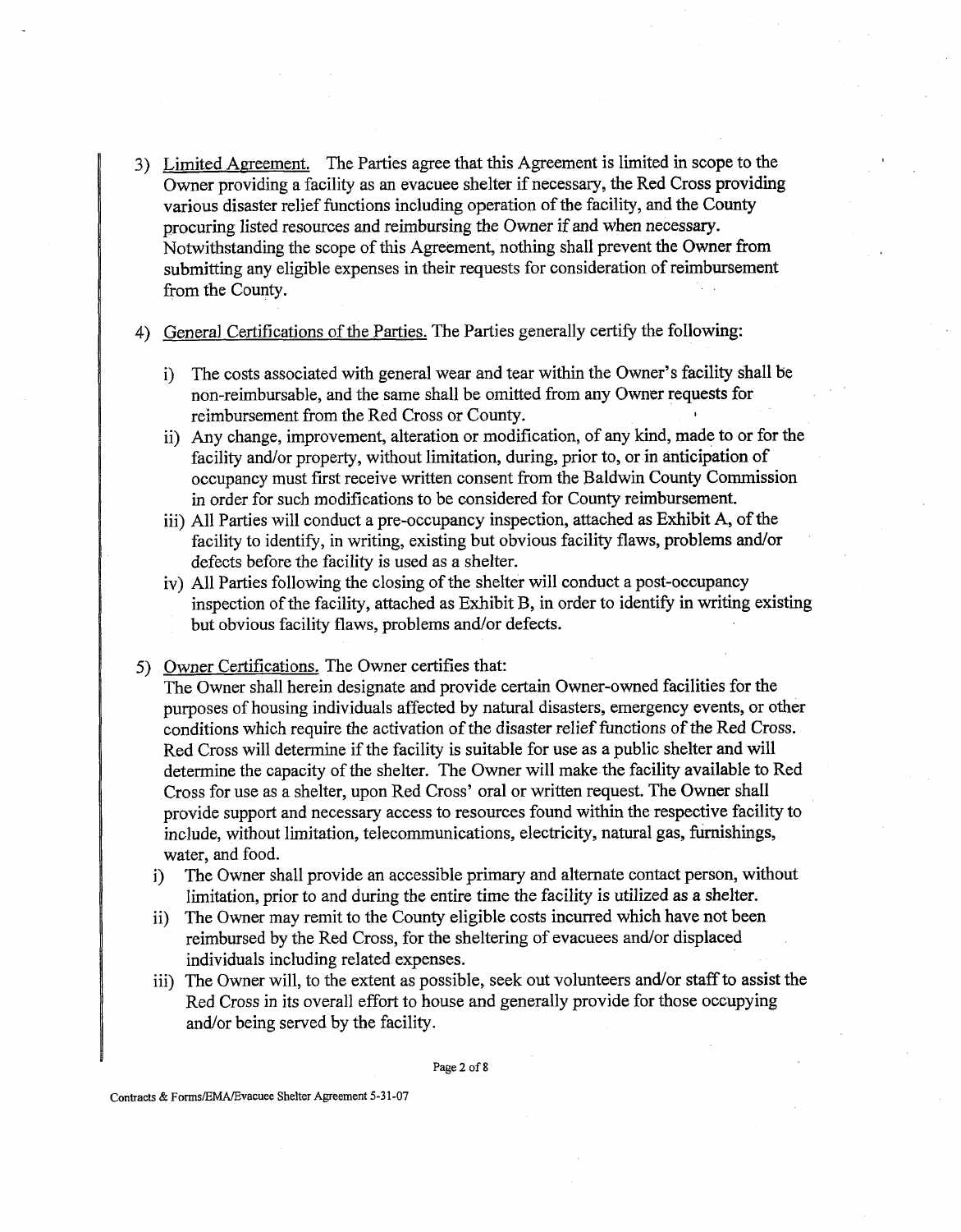3) <u>Limited Agreement.</u> The Parties agree that this Agreement is limited in scope to the Owner providing a facility as an evacuee shelter if necessary, the Red Cross providing various disaster relief functions including operation of the facility, and the County procuring listed resources and reimbursing the Owner if and when necessary. Notwithstanding the scope of this Agreement, nothing shall prevent the Owner from submitting any eligible expenses in their requests for consideration of reimbursement from the County.

4) <u>General Certifications of the Parties.</u> The Parties generally certify the following:

   i) The costs associated with general wear and tear within the Owner's facility shall be non-reimbursable, and the same shall be omitted from any Owner requests for reimbursement from the Red Cross or County.

   ii) Any change, improvement, alteration or modification, of any kind, made to or for the facility and/or property, without limitation, during, prior to, or in anticipation of occupancy must first receive written consent from the Baldwin County Commission in order for such modifications to be considered for County reimbursement.

   iii) All Parties will conduct a pre-occupancy inspection, attached as Exhibit A, of the facility to identify, in writing, existing but obvious facility flaws, problems and/or defects before the facility is used as a shelter.

   iv) All Parties following the closing of the shelter will conduct a post-occupancy inspection of the facility, attached as Exhibit B, in order to identify in writing existing but obvious facility flaws, problems and/or defects.

5) <u>Owner Certifications.</u> The Owner certifies that:

   The Owner shall herein designate and provide certain Owner-owned facilities for the purposes of housing individuals affected by natural disasters, emergency events, or other conditions which require the activation of the disaster relief functions of the Red Cross. Red Cross will determine if the facility is suitable for use as a public shelter and will determine the capacity of the shelter. The Owner will make the facility available to Red Cross for use as a shelter, upon Red Cross' oral or written request. The Owner shall provide support and necessary access to resources found within the respective facility to include, without limitation, telecommunications, electricity, natural gas, furnishings, water, and food.

   i) The Owner shall provide an accessible primary and alternate contact person, without limitation, prior to and during the entire time the facility is utilized as a shelter.

   ii) The Owner may remit to the County eligible costs incurred which have not been reimbursed by the Red Cross, for the sheltering of evacuees and/or displaced individuals including related expenses.

   iii) The Owner will, to the extent as possible, seek out volunteers and/or staff to assist the Red Cross in its overall effort to house and generally provide for those occupying and/or being served by the facility.

Contracts & Forms/EMA/Evacuee Shelter Agreement 5-31-07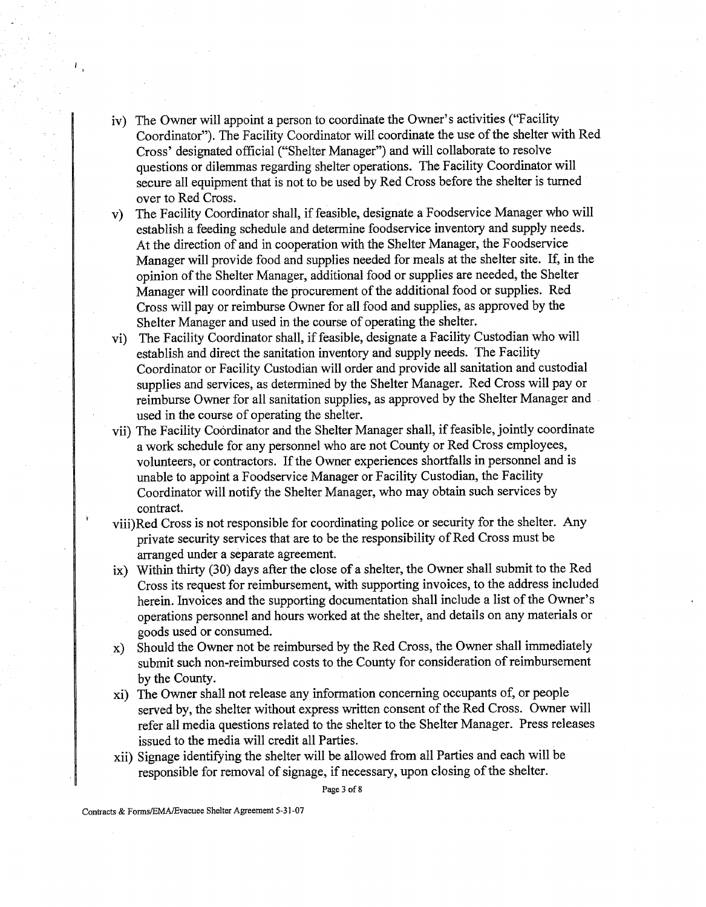iv) The Owner will appoint a person to coordinate the Owner's activities ("Facility Coordinator"). The Facility Coordinator will coordinate the use of the shelter with Red Cross' designated official ("Shelter Manager") and will collaborate to resolve questions or dilemmas regarding shelter operations. The Facility Coordinator will secure all equipment that is not to be used by Red Cross before the shelter is turned over to Red Cross.

v) The Facility Coordinator shall, if feasible, designate a Foodservice Manager who will establish a feeding schedule and determine foodservice inventory and supply needs. At the direction of and in cooperation with the Shelter Manager, the Foodservice Manager will provide food and supplies needed for meals at the shelter site. If, in the opinion of the Shelter Manager, additional food or supplies are needed, the Shelter Manager will coordinate the procurement of the additional food or supplies. Red Cross will pay or reimburse Owner for all food and supplies, as approved by the Shelter Manager and used in the course of operating the shelter.

vi) The Facility Coordinator shall, if feasible, designate a Facility Custodian who will establish and direct the sanitation inventory and supply needs. The Facility Coordinator or Facility Custodian will order and provide all sanitation and custodial supplies and services, as determined by the Shelter Manager. Red Cross will pay or reimburse Owner for all sanitation supplies, as approved by the Shelter Manager and used in the course of operating the shelter.

vii) The Facility Coordinator and the Shelter Manager shall, if feasible, jointly coordinate a work schedule for any personnel who are not County or Red Cross employees, volunteers, or contractors. If the Owner experiences shortfalls in personnel and is unable to appoint a Foodservice Manager or Facility Custodian, the Facility Coordinator will notify the Shelter Manager, who may obtain such services by contract.

viii) Red Cross is not responsible for coordinating police or security for the shelter. Any private security services that are to be the responsibility of Red Cross must be arranged under a separate agreement.

ix) Within thirty (30) days after the close of a shelter, the Owner shall submit to the Red Cross its request for reimbursement, with supporting invoices, to the address included herein. Invoices and the supporting documentation shall include a list of the Owner's operations personnel and hours worked at the shelter, and details on any materials or goods used or consumed.

x) Should the Owner not be reimbursed by the Red Cross, the Owner shall immediately submit such non-reimbursed costs to the County for consideration of reimbursement by the County.

xi) The Owner shall not release any information concerning occupants of, or people served by, the shelter without express written consent of the Red Cross. Owner will refer all media questions related to the shelter to the Shelter Manager. Press releases issued to the media will credit all Parties.

xii) Signage identifying the shelter will be allowed from all Parties and each will be responsible for removal of signage, if necessary, upon closing of the shelter.

Contracts & Forms/EMA/Evacuee Shelter Agreement 5-31-07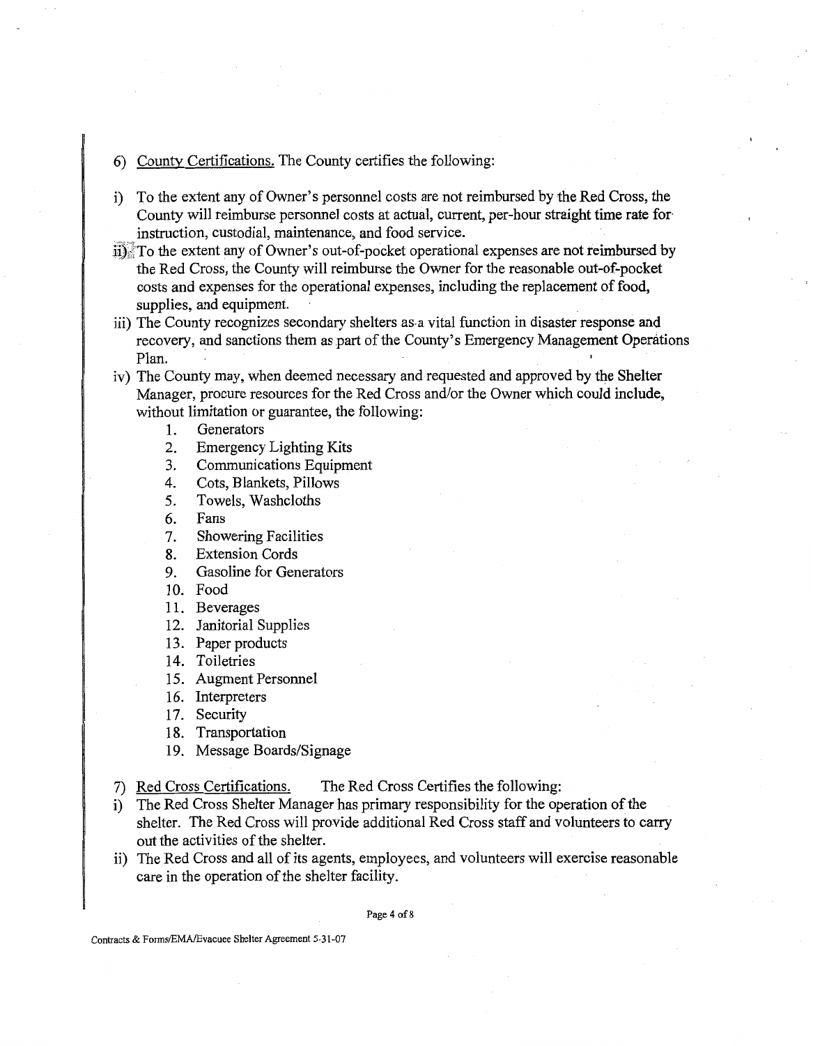6) <u>County Certifications.</u> The County certifies the following:

i) To the extent any of Owner's personnel costs are not reimbursed by the Red Cross, the County will reimburse personnel costs at actual, current, per-hour straight time rate for instruction, custodial, maintenance, and food service.

ii) To the extent any of Owner's out-of-pocket operational expenses are not reimbursed by the Red Cross, the County will reimburse the Owner for the reasonable out-of-pocket costs and expenses for the operational expenses, including the replacement of food, supplies, and equipment.

iii) The County recognizes secondary shelters as a vital function in disaster response and recovery, and sanctions them as part of the County's Emergency Management Operations Plan.

iv) The County may, when deemed necessary and requested and approved by the Shelter Manager, procure resources for the Red Cross and/or the Owner which could include, without limitation or guarantee, the following:

   1. Generators
   2. Emergency Lighting Kits
   3. Communications Equipment
   4. Cots, Blankets, Pillows
   5. Towels, Washcloths
   6. Fans
   7. Showering Facilities
   8. Extension Cords
   9. Gasoline for Generators
   10. Food
   11. Beverages
   12. Janitorial Supplies
   13. Paper products
   14. Toiletries
   15. Augment Personnel
   16. Interpreters
   17. Security
   18. Transportation
   19. Message Boards/Signage

7) <u>Red Cross Certifications.</u> The Red Cross Certifies the following:

i) The Red Cross Shelter Manager has primary responsibility for the operation of the shelter. The Red Cross will provide additional Red Cross staff and volunteers to carry out the activities of the shelter.

ii) The Red Cross and all of its agents, employees, and volunteers will exercise reasonable care in the operation of the shelter facility.

Contracts & Forms/EMA/Evacuee Shelter Agreement 5-31-07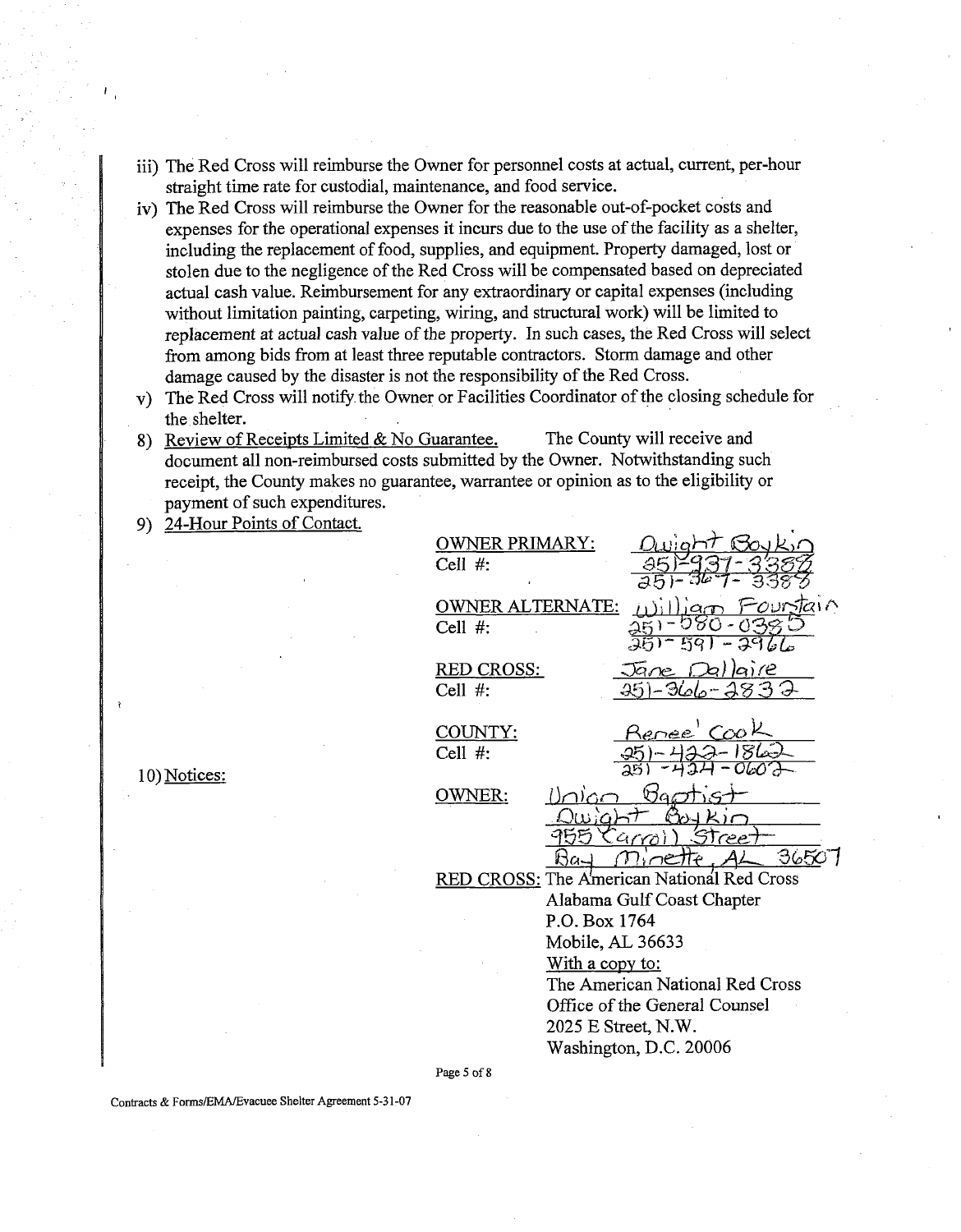iii) The Red Cross will reimburse the Owner for personnel costs at actual, current, per-hour straight time rate for custodial, maintenance, and food service.

iv) The Red Cross will reimburse the Owner for the reasonable out-of-pocket costs and expenses for the operational expenses it incurs due to the use of the facility as a shelter, including the replacement of food, supplies, and equipment. Property damaged, lost or stolen due to the negligence of the Red Cross will be compensated based on depreciated actual cash value. Reimbursement for any extraordinary or capital expenses (including without limitation painting, carpeting, wiring, and structural work) will be limited to replacement at actual cash value of the property. In such cases, the Red Cross will select from among bids from at least three reputable contractors. Storm damage and other damage caused by the disaster is not the responsibility of the Red Cross.

v) The Red Cross will notify the Owner or Facilities Coordinator of the closing schedule for the shelter.

8) Review of Receipts Limited & No Guarantee. The County will receive and document all non-reimbursed costs submitted by the Owner. Notwithstanding such receipt, the County makes no guarantee, warrantee or opinion as to the eligibility or payment of such expenditures.

9) 24-Hour Points of Contact.

OWNER PRIMARY: Dwight Boykin
Cell #: 251-937-3388
251-367-3388

OWNER ALTERNATE: William Fountain
Cell #: 251-580-0385
251-591-2966

RED CROSS: Jane Dallaire
Cell #: 251-366-2832

COUNTY: Renee' Cook
Cell #: 251-422-1862
251-424-0602

10) Notices:

OWNER: Union Baptist
Dwight Boykin
955 Carroll Street
Bay Minette, AL 36507

RED CROSS: The American National Red Cross
Alabama Gulf Coast Chapter
P.O. Box 1764
Mobile, AL 36633
With a copy to:
The American National Red Cross
Office of the General Counsel
2025 E Street, N.W.
Washington, D.C. 20006

Contracts & Forms/EMA/Evacuee Shelter Agreement 5-31-07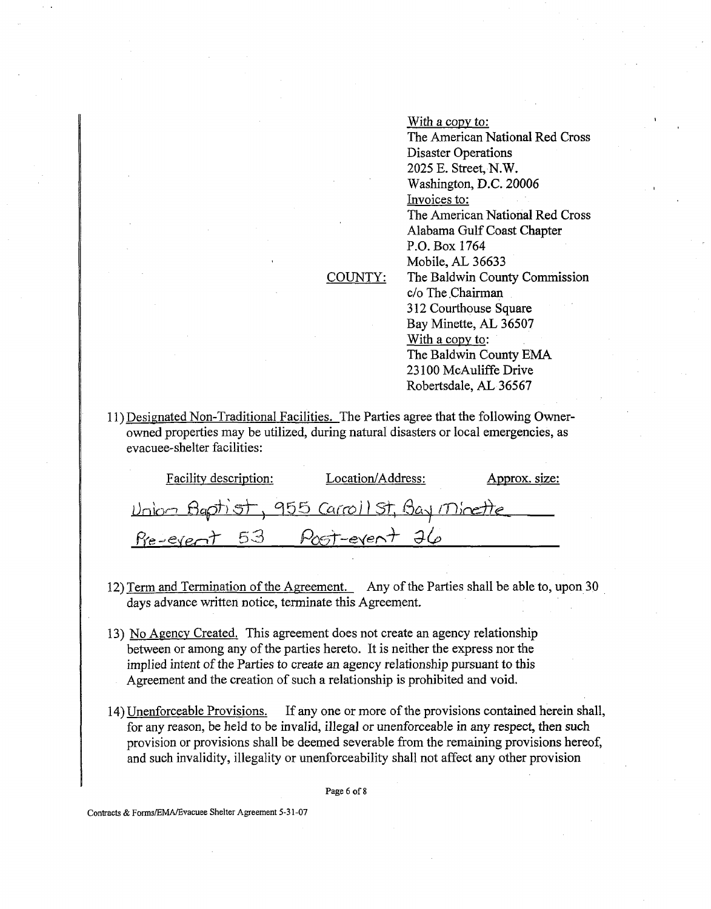With a copy to:
The American National Red Cross
Disaster Operations
2025 E. Street, N.W.
Washington, D.C. 20006

Invoices to:
The American National Red Cross
Alabama Gulf Coast Chapter
P.O. Box 1764
Mobile, AL 36633

COUNTY: The Baldwin County Commission
c/o The Chairman
312 Courthouse Square
Bay Minette, AL 36507

With a copy to:
The Baldwin County EMA
23100 McAuliffe Drive
Robertsdale, AL 36567

11) Designated Non-Traditional Facilities. The Parties agree that the following Owner-owned properties may be utilized, during natural disasters or local emergencies, as evacuee-shelter facilities:

| Facility description: | Location/Address: | Approx. size: |
|---|---|---|
| Union Baptist, | 955 Carroll St, Bay Minette | |
| Pre-event 53 | Post-event 26 | |

12) Term and Termination of the Agreement. Any of the Parties shall be able to, upon 30 days advance written notice, terminate this Agreement.

13) No Agency Created. This agreement does not create an agency relationship between or among any of the parties hereto. It is neither the express nor the implied intent of the Parties to create an agency relationship pursuant to this Agreement and the creation of such a relationship is prohibited and void.

14) Unenforceable Provisions. If any one or more of the provisions contained herein shall, for any reason, be held to be invalid, illegal or unenforceable in any respect, then such provision or provisions shall be deemed severable from the remaining provisions hereof, and such invalidity, illegality or unenforceability shall not affect any other provision

Contracts & Forms/EMA/Evacuee Shelter Agreement 5-31-07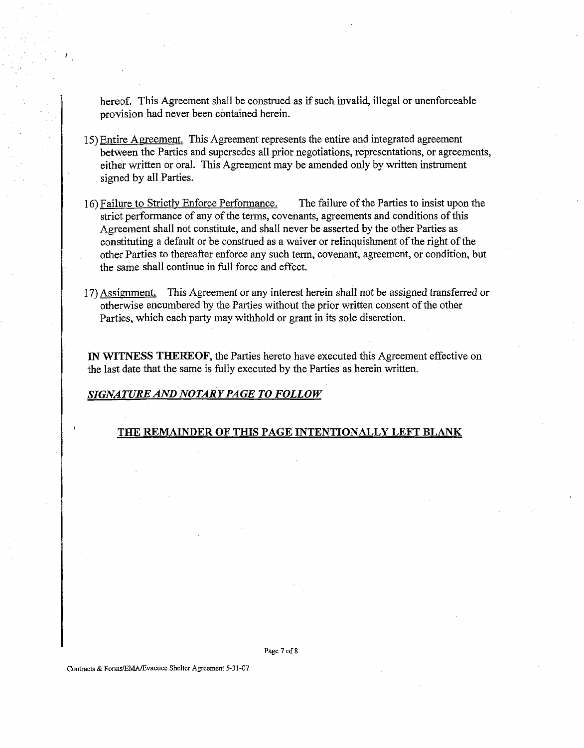hereof. This Agreement shall be construed as if such invalid, illegal or unenforceable provision had never been contained herein.

15) <u>Entire Agreement.</u> This Agreement represents the entire and integrated agreement between the Parties and supersedes all prior negotiations, representations, or agreements, either written or oral. This Agreement may be amended only by written instrument signed by all Parties.

16) <u>Failure to Strictly Enforce Performance.</u> The failure of the Parties to insist upon the strict performance of any of the terms, covenants, agreements and conditions of this Agreement shall not constitute, and shall never be asserted by the other Parties as constituting a default or be construed as a waiver or relinquishment of the right of the other Parties to thereafter enforce any such term, covenant, agreement, or condition, but the same shall continue in full force and effect.

17) <u>Assignment.</u> This Agreement or any interest herein shall not be assigned transferred or otherwise encumbered by the Parties without the prior written consent of the other Parties, which each party may withhold or grant in its sole discretion.

**IN WITNESS THEREOF**, the Parties hereto have executed this Agreement effective on the last date that the same is fully executed by the Parties as herein written.

***<u>SIGNATURE AND NOTARY PAGE TO FOLLOW</u>***

**<u>THE REMAINDER OF THIS PAGE INTENTIONALLY LEFT BLANK</u>**

Contracts & Forms/EMA/Evacuee Shelter Agreement 5-31-07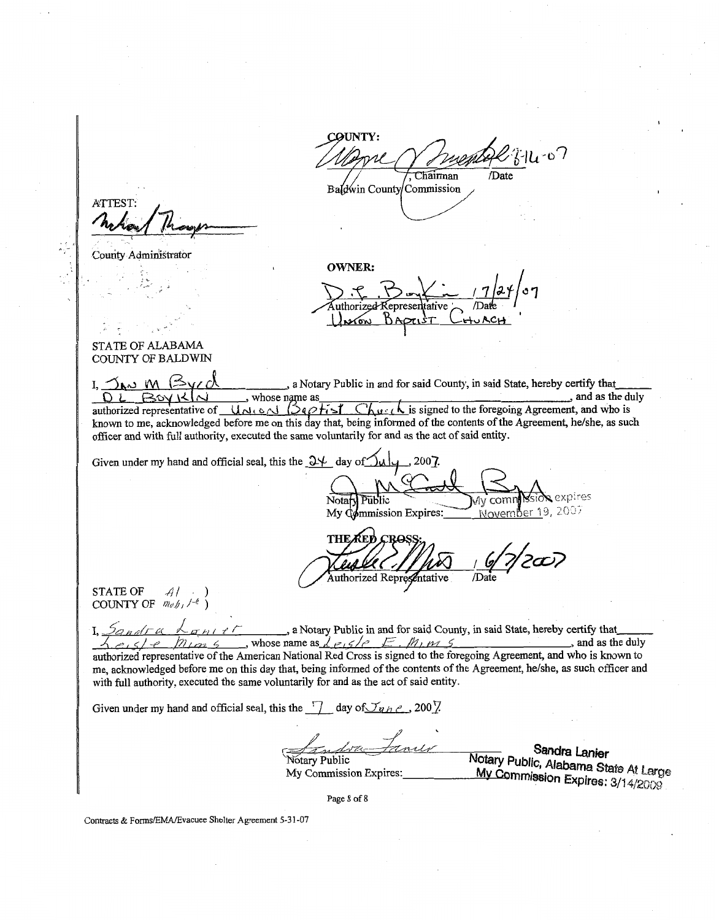**COUNTY:**

_[signature]_ 8-14-07
, Chairman /Date
Baldwin County Commission

ATTEST:

_[signature]_
County Administrator

**OWNER:**

_[signature]_ / 7/24/07
Authorized Representative /Date
UNION BAPTIST CHURCH

STATE OF ALABAMA
COUNTY OF BALDWIN

I, Jan M Byrd, a Notary Public in and for said County, in said State, hereby certify that D L BOYKIN, whose name as ________________, and as the duly authorized representative of Union Baptist Church is signed to the foregoing Agreement, and who is known to me, acknowledged before me on this day that, being informed of the contents of the Agreement, he/she, as such officer and with full authority, executed the same voluntarily for and as the act of said entity.

Given under my hand and official seal, this the 24 day of July, 2007.

_[signature]_
Notary Public
My Commission Expires: My commission expires November 19, 2007

**THE RED CROSS:**

_[signature]_ / 6/7/2007
Authorized Representative /Date

STATE OF Al )
COUNTY OF Mobile )

I, Sandra Lanier, a Notary Public in and for said County, in said State, hereby certify that Leisle Mims, whose name as Leisle E. Mims, and as the duly authorized representative of the American National Red Cross is signed to the foregoing Agreement, and who is known to me, acknowledged before me on this day that, being informed of the contents of the Agreement, he/she, as such officer and with full authority, executed the same voluntarily for and as the act of said entity.

Given under my hand and official seal, this the 7 day of June, 2007.

_[signature]_
Notary Public
My Commission Expires: Sandra Lanier, Notary Public, Alabama State At Large, My Commission Expires: 3/14/2009

Contracts & Forms/EMA/Evacuee Shelter Agreement 5-31-07